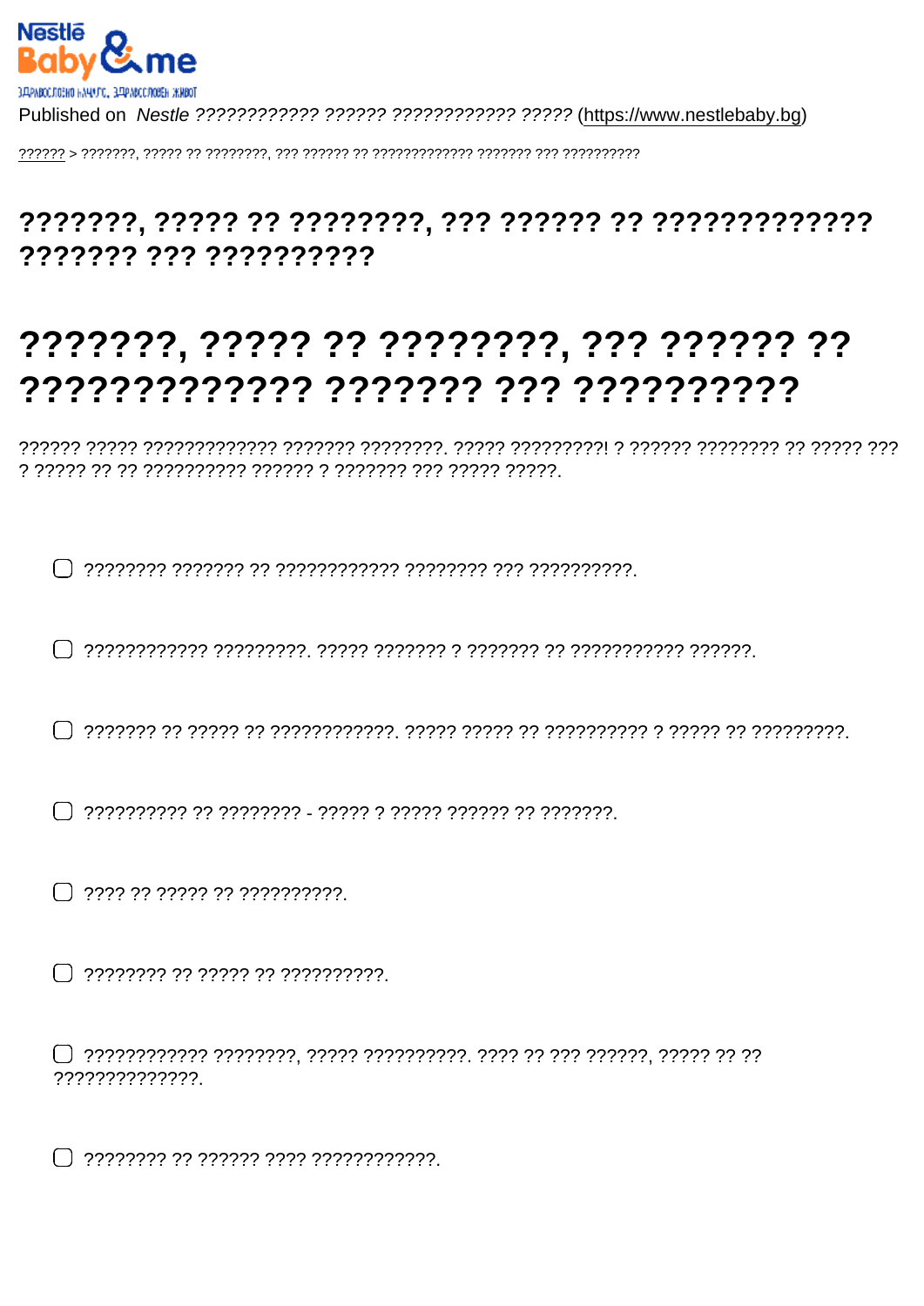Nestlé Baby & me

Published on *Nestle ???????????? ?????? ???????????? ?????* (https://www.nestlebaby.bg)

?????? > ???????, ????? ?? ????????, ??? ?????? ?? ????????????? ??????? ??? ??????????

# ???????, ????? ?? ????????, ??? ?????? ?? ????????????? ??????? ??? ??????????

# ???????, ????? ?? ????????, ??? ?????? ?? ????????????? ??????? ??? ??????????

?????? ????? ????????????? ??????? ????????. ????? ?????????! ? ?????? ???????? ?? ????? ??? ? ????? ?? ?? ?????????? ?????? ? ??????? ??? ????? ?????.

- ☐ ???????? ??????? ?? ???????????? ???????? ??? ??????????.
- ☐ ???????????? ?????????. ????? ??????? ? ??????? ?? ??????????? ??????.
- ☐ ??????? ?? ????? ?? ????????????. ????? ????? ?? ?????????? ? ????? ?? ?????????.
- ☐ ?????????? ?? ???????? - ????? ? ????? ?????? ?? ???????.
- ☐ ???? ?? ????? ?? ??????????.
- ☐ ???????? ?? ????? ?? ??????????.
- ☐ ???????????? ????????, ????? ??????????. ???? ?? ??? ??????, ????? ?? ?? ??????????????.
- ☐ ???????? ?? ?????? ???? ????????????.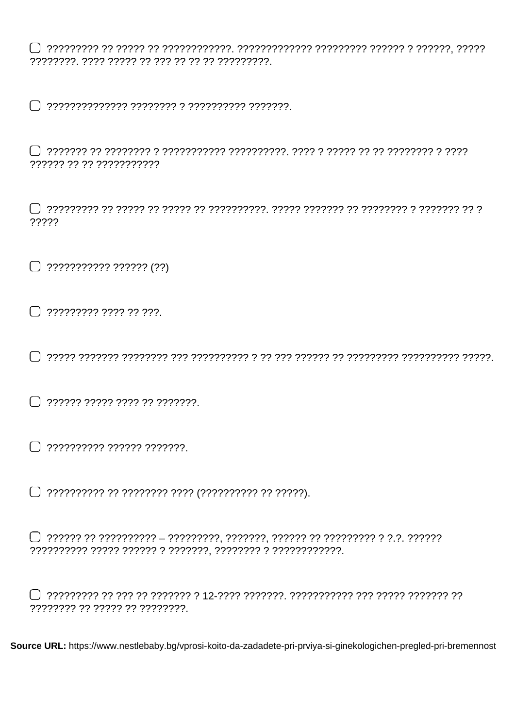- [ ] ????????? ?? ????? ?? ????????????. ????????????? ????????? ?????? ? ??????, ????? ????????. ???? ????? ?? ??? ?? ?? ?? ?????????.

- [ ] ?????????????? ???????? ? ?????????? ???????.

- [ ] ??????? ?? ???????? ? ??????????? ??????????. ???? ? ????? ?? ?? ???????? ? ???? ?????? ?? ?? ???????????

- [ ] ????????? ?? ????? ?? ????? ?? ??????????. ????? ??????? ?? ???????? ? ??????? ?? ? ?????

- [ ] ??????????? ?????? (??)

- [ ] ????????? ???? ?? ???.

- [ ] ????? ??????? ???????? ??? ?????????? ? ?? ??? ?????? ?? ????????? ?????????? ?????.

- [ ] ?????? ????? ???? ?? ???????.

- [ ] ?????????? ?????? ???????.

- [ ] ?????????? ?? ???????? ???? (?????????? ?? ?????).

- [ ] ?????? ?? ?????????? – ?????????, ???????, ?????? ?? ????????? ? ?.?. ?????? ?????????? ????? ?????? ? ???????, ???????? ? ????????????.

- [ ] ????????? ?? ??? ?? ??????? ? 12-???? ???????. ??????????? ??? ????? ??????? ?? ???????? ?? ????? ?? ????????.

**Source URL:** https://www.nestlebaby.bg/vprosi-koito-da-zadadete-pri-prviya-si-ginekologichen-pregled-pri-bremennost